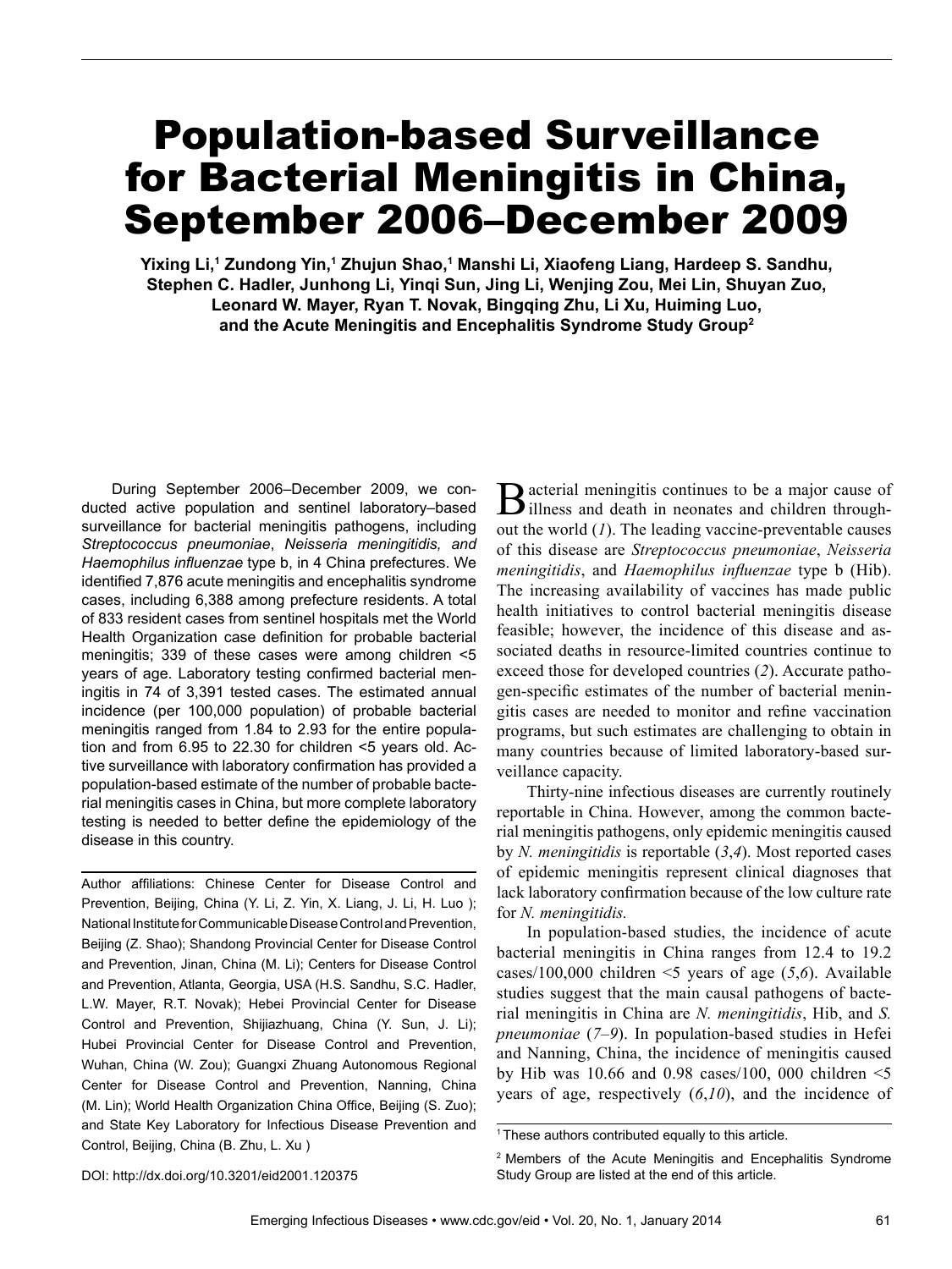# Population-based Surveillance for Bacterial Meningitis in China, September 2006–December 2009

**Yixing Li,[1] Zundong Yin,[1] Zhujun Shao,[1] Manshi Li, Xiaofeng Liang, Hardeep S. Sandhu, Stephen C. Hadler, Junhong Li, Yinqi Sun, Jing Li, Wenjing Zou, Mei Lin, Shuyan Zuo, Leonard W. Mayer, Ryan T. Novak, Bingqing Zhu, Li Xu, Huiming Luo, and the Acute Meningitis and Encephalitis Syndrome Study Group[2]**

During September 2006–December 2009, we conducted active population and sentinel laboratory–based surveillance for bacterial meningitis pathogens, including *Streptococcus pneumoniae*, *Neisseria meningitidis, and Haemophilus influenzae* type b, in 4 China prefectures. We identified 7,876 acute meningitis and encephalitis syndrome cases, including 6,388 among prefecture residents. A total of 833 resident cases from sentinel hospitals met the World Health Organization case definition for probable bacterial meningitis; 339 of these cases were among children <5 years of age. Laboratory testing confirmed bacterial meningitis in 74 of 3,391 tested cases. The estimated annual incidence (per 100,000 population) of probable bacterial meningitis ranged from 1.84 to 2.93 for the entire population and from 6.95 to 22.30 for children <5 years old. Active surveillance with laboratory confirmation has provided a population-based estimate of the number of probable bacterial meningitis cases in China, but more complete laboratory testing is needed to better define the epidemiology of the disease in this country.

Author affiliations: Chinese Center for Disease Control and Prevention, Beijing, China (Y. Li, Z. Yin, X. Liang, J. Li, H. Luo ); National Institute for Communicable Disease Control and Prevention, Beijing (Z. Shao); Shandong Provincial Center for Disease Control and Prevention, Jinan, China (M. Li); Centers for Disease Control and Prevention, Atlanta, Georgia, USA (H.S. Sandhu, S.C. Hadler, L.W. Mayer, R.T. Novak); Hebei Provincial Center for Disease Control and Prevention, Shijiazhuang, China (Y. Sun, J. Li); Hubei Provincial Center for Disease Control and Prevention, Wuhan, China (W. Zou); Guangxi Zhuang Autonomous Regional Center for Disease Control and Prevention, Nanning, China (M. Lin); World Health Organization China Office, Beijing (S. Zuo); and State Key Laboratory for Infectious Disease Prevention and Control, Beijing, China (B. Zhu, L. Xu )

DOI: http://dx.doi.org/10.3201/eid2001.120375

Bacterial meningitis continues to be a major cause of illness and death in neonates and children throughout the world (*1*). The leading vaccine-preventable causes of this disease are *Streptococcus pneumoniae*, *Neisseria meningitidis*, and *Haemophilus influenzae* type b (Hib). The increasing availability of vaccines has made public health initiatives to control bacterial meningitis disease feasible; however, the incidence of this disease and associated deaths in resource-limited countries continue to exceed those for developed countries (*2*). Accurate pathogen-specific estimates of the number of bacterial meningitis cases are needed to monitor and refine vaccination programs, but such estimates are challenging to obtain in many countries because of limited laboratory-based surveillance capacity.

Thirty-nine infectious diseases are currently routinely reportable in China. However, among the common bacterial meningitis pathogens, only epidemic meningitis caused by *N. meningitidis* is reportable (*3*,*4*). Most reported cases of epidemic meningitis represent clinical diagnoses that lack laboratory confirmation because of the low culture rate for *N. meningitidis.*

In population-based studies, the incidence of acute bacterial meningitis in China ranges from 12.4 to 19.2 cases/100,000 children <5 years of age (*5*,*6*). Available studies suggest that the main causal pathogens of bacterial meningitis in China are *N. meningitidis*, Hib, and *S. pneumoniae* (*7*–*9*). In population-based studies in Hefei and Nanning, China, the incidence of meningitis caused by Hib was 10.66 and 0.98 cases/100, 000 children <5 years of age, respectively (*6*,*10*), and the incidence of

[1] These authors contributed equally to this article.

[2] Members of the Acute Meningitis and Encephalitis Syndrome Study Group are listed at the end of this article.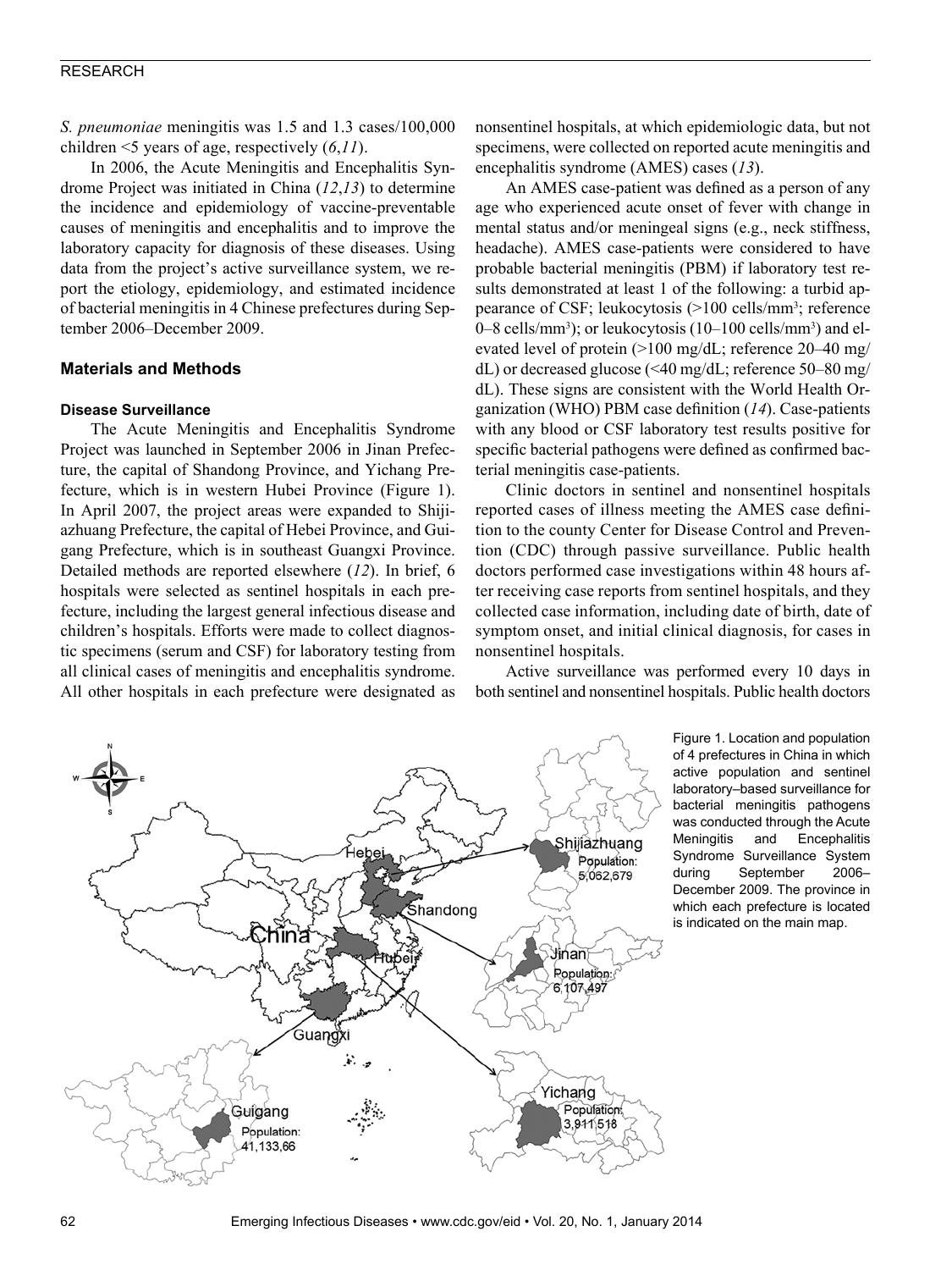*S. pneumoniae* meningitis was 1.5 and 1.3 cases/100,000 children <5 years of age, respectively (*6*,*11*).

In 2006, the Acute Meningitis and Encephalitis Syndrome Project was initiated in China (*12*,*13*) to determine the incidence and epidemiology of vaccine-preventable causes of meningitis and encephalitis and to improve the laboratory capacity for diagnosis of these diseases. Using data from the project's active surveillance system, we report the etiology, epidemiology, and estimated incidence of bacterial meningitis in 4 Chinese prefectures during September 2006–December 2009.

## Materials and Methods

### Disease Surveillance

The Acute Meningitis and Encephalitis Syndrome Project was launched in September 2006 in Jinan Prefecture, the capital of Shandong Province, and Yichang Prefecture, which is in western Hubei Province (Figure 1). In April 2007, the project areas were expanded to Shijiazhuang Prefecture, the capital of Hebei Province, and Guigang Prefecture, which is in southeast Guangxi Province. Detailed methods are reported elsewhere (*12*). In brief, 6 hospitals were selected as sentinel hospitals in each prefecture, including the largest general infectious disease and children's hospitals. Efforts were made to collect diagnostic specimens (serum and CSF) for laboratory testing from all clinical cases of meningitis and encephalitis syndrome. All other hospitals in each prefecture were designated as nonsentinel hospitals, at which epidemiologic data, but not specimens, were collected on reported acute meningitis and encephalitis syndrome (AMES) cases (*13*).

An AMES case-patient was defined as a person of any age who experienced acute onset of fever with change in mental status and/or meningeal signs (e.g., neck stiffness, headache). AMES case-patients were considered to have probable bacterial meningitis (PBM) if laboratory test results demonstrated at least 1 of the following: a turbid appearance of CSF; leukocytosis (>100 cells/mm$^3$; reference 0–8 cells/mm$^3$); or leukocytosis (10–100 cells/mm$^3$) and elevated level of protein (>100 mg/dL; reference 20–40 mg/dL) or decreased glucose (<40 mg/dL; reference 50–80 mg/dL). These signs are consistent with the World Health Organization (WHO) PBM case definition (*14*). Case-patients with any blood or CSF laboratory test results positive for specific bacterial pathogens were defined as confirmed bacterial meningitis case-patients.

Clinic doctors in sentinel and nonsentinel hospitals reported cases of illness meeting the AMES case definition to the county Center for Disease Control and Prevention (CDC) through passive surveillance. Public health doctors performed case investigations within 48 hours after receiving case reports from sentinel hospitals, and they collected case information, including date of birth, date of symptom onset, and initial clinical diagnosis, for cases in nonsentinel hospitals.

Active surveillance was performed every 10 days in both sentinel and nonsentinel hospitals. Public health doctors

Figure 1. Location and population of 4 prefectures in China in which active population and sentinel laboratory–based surveillance for bacterial meningitis pathogens was conducted through the Acute Meningitis and Encephalitis Syndrome Surveillance System during September 2006–December 2009. The province in which each prefecture is located is indicated on the main map.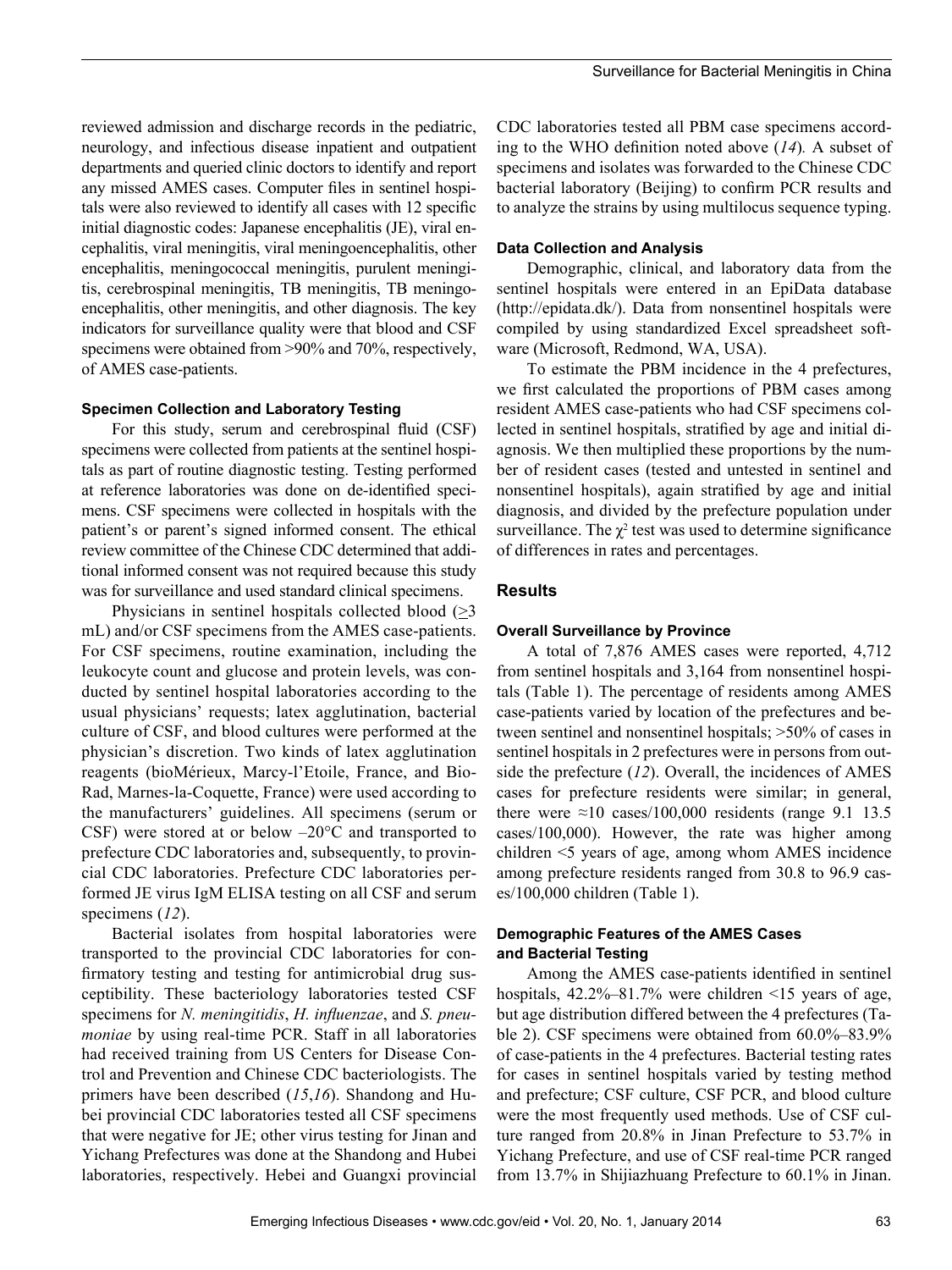reviewed admission and discharge records in the pediatric, neurology, and infectious disease inpatient and outpatient departments and queried clinic doctors to identify and report any missed AMES cases. Computer files in sentinel hospitals were also reviewed to identify all cases with 12 specific initial diagnostic codes: Japanese encephalitis (JE), viral encephalitis, viral meningitis, viral meningoencephalitis, other encephalitis, meningococcal meningitis, purulent meningitis, cerebrospinal meningitis, TB meningitis, TB meningoencephalitis, other meningitis, and other diagnosis. The key indicators for surveillance quality were that blood and CSF specimens were obtained from >90% and 70%, respectively, of AMES case-patients.

#### Specimen Collection and Laboratory Testing

For this study, serum and cerebrospinal fluid (CSF) specimens were collected from patients at the sentinel hospitals as part of routine diagnostic testing. Testing performed at reference laboratories was done on de-identified specimens. CSF specimens were collected in hospitals with the patient's or parent's signed informed consent. The ethical review committee of the Chinese CDC determined that additional informed consent was not required because this study was for surveillance and used standard clinical specimens.

Physicians in sentinel hospitals collected blood (≥3 mL) and/or CSF specimens from the AMES case-patients. For CSF specimens, routine examination, including the leukocyte count and glucose and protein levels, was conducted by sentinel hospital laboratories according to the usual physicians' requests; latex agglutination, bacterial culture of CSF, and blood cultures were performed at the physician's discretion. Two kinds of latex agglutination reagents (bioMérieux, Marcy-l'Etoile, France, and Bio-Rad, Marnes-la-Coquette, France) were used according to the manufacturers' guidelines. All specimens (serum or CSF) were stored at or below –20°C and transported to prefecture CDC laboratories and, subsequently, to provincial CDC laboratories. Prefecture CDC laboratories performed JE virus IgM ELISA testing on all CSF and serum specimens (*12*).

Bacterial isolates from hospital laboratories were transported to the provincial CDC laboratories for confirmatory testing and testing for antimicrobial drug susceptibility. These bacteriology laboratories tested CSF specimens for *N. meningitidis*, *H. influenzae*, and *S. pneumoniae* by using real-time PCR. Staff in all laboratories had received training from US Centers for Disease Control and Prevention and Chinese CDC bacteriologists. The primers have been described (*15*,*16*). Shandong and Hubei provincial CDC laboratories tested all CSF specimens that were negative for JE; other virus testing for Jinan and Yichang Prefectures was done at the Shandong and Hubei laboratories, respectively. Hebei and Guangxi provincial CDC laboratories tested all PBM case specimens according to the WHO definition noted above (*14*). A subset of specimens and isolates was forwarded to the Chinese CDC bacterial laboratory (Beijing) to confirm PCR results and to analyze the strains by using multilocus sequence typing.

#### Data Collection and Analysis

Demographic, clinical, and laboratory data from the sentinel hospitals were entered in an EpiData database (http://epidata.dk/). Data from nonsentinel hospitals were compiled by using standardized Excel spreadsheet software (Microsoft, Redmond, WA, USA).

To estimate the PBM incidence in the 4 prefectures, we first calculated the proportions of PBM cases among resident AMES case-patients who had CSF specimens collected in sentinel hospitals, stratified by age and initial diagnosis. We then multiplied these proportions by the number of resident cases (tested and untested in sentinel and nonsentinel hospitals), again stratified by age and initial diagnosis, and divided by the prefecture population under surveillance. The $\chi^2$ test was used to determine significance of differences in rates and percentages.

## Results

#### Overall Surveillance by Province

A total of 7,876 AMES cases were reported, 4,712 from sentinel hospitals and 3,164 from nonsentinel hospitals (Table 1). The percentage of residents among AMES case-patients varied by location of the prefectures and between sentinel and nonsentinel hospitals; >50% of cases in sentinel hospitals in 2 prefectures were in persons from outside the prefecture (*12*). Overall, the incidences of AMES cases for prefecture residents were similar; in general, there were ≈10 cases/100,000 residents (range 9.1 13.5 cases/100,000). However, the rate was higher among children <5 years of age, among whom AMES incidence among prefecture residents ranged from 30.8 to 96.9 cases/100,000 children (Table 1).

#### Demographic Features of the AMES Cases and Bacterial Testing

Among the AMES case-patients identified in sentinel hospitals, 42.2%–81.7% were children <15 years of age, but age distribution differed between the 4 prefectures (Table 2). CSF specimens were obtained from 60.0%–83.9% of case-patients in the 4 prefectures. Bacterial testing rates for cases in sentinel hospitals varied by testing method and prefecture; CSF culture, CSF PCR, and blood culture were the most frequently used methods. Use of CSF culture ranged from 20.8% in Jinan Prefecture to 53.7% in Yichang Prefecture, and use of CSF real-time PCR ranged from 13.7% in Shijiazhuang Prefecture to 60.1% in Jinan.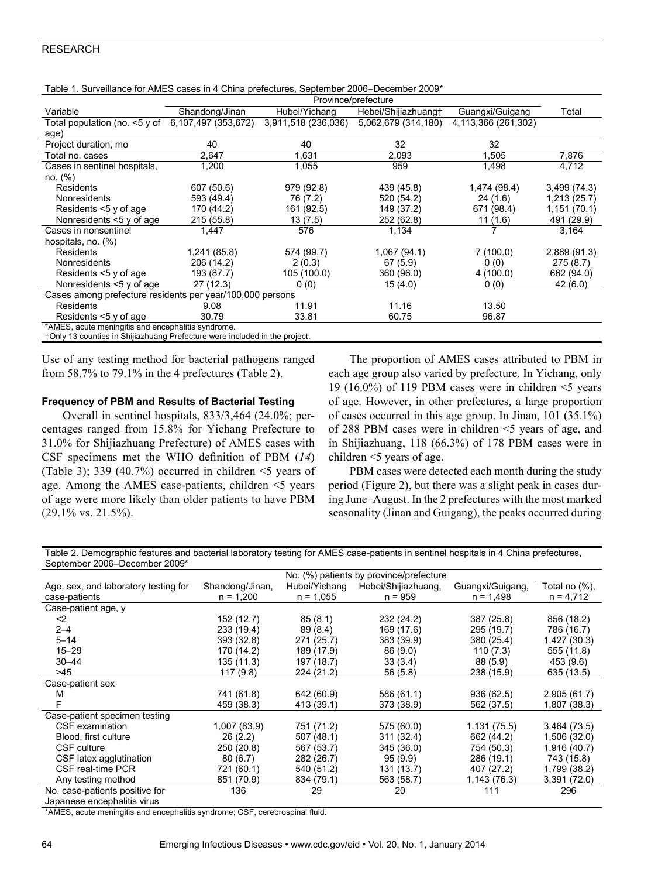Table 1. Surveillance for AMES cases in 4 China prefectures, September 2006–December 2009*

| Variable | Province/prefecture | | | | Total |
|---|---|---|---|---|---|
| | Shandong/Jinan | Hubei/Yichang | Hebei/Shijiazhuang† | Guangxi/Guigang | |
| Total population (no. <5 y of age) | 6,107,497 (353,672) | 3,911,518 (236,036) | 5,062,679 (314,180) | 4,113,366 (261,302) | |
| Project duration, mo | 40 | 40 | 32 | 32 | |
| Total no. cases | 2,647 | 1,631 | 2,093 | 1,505 | 7,876 |
| Cases in sentinel hospitals, no. (%) | 1,200 | 1,055 | 959 | 1,498 | 4,712 |
| Residents | 607 (50.6) | 979 (92.8) | 439 (45.8) | 1,474 (98.4) | 3,499 (74.3) |
| Nonresidents | 593 (49.4) | 76 (7.2) | 520 (54.2) | 24 (1.6) | 1,213 (25.7) |
| Residents <5 y of age | 170 (44.2) | 161 (92.5) | 149 (37.2) | 671 (98.4) | 1,151 (70.1) |
| Nonresidents <5 y of age | 215 (55.8) | 13 (7.5) | 252 (62.8) | 11 (1.6) | 491 (29.9) |
| Cases in nonsentinel hospitals, no. (%) | 1,447 | 576 | 1,134 | 7 | 3,164 |
| Residents | 1,241 (85.8) | 574 (99.7) | 1,067 (94.1) | 7 (100.0) | 2,889 (91.3) |
| Nonresidents | 206 (14.2) | 2 (0.3) | 67 (5.9) | 0 (0) | 275 (8.7) |
| Residents <5 y of age | 193 (87.7) | 105 (100.0) | 360 (96.0) | 4 (100.0) | 662 (94.0) |
| Nonresidents <5 y of age | 27 (12.3) | 0 (0) | 15 (4.0) | 0 (0) | 42 (6.0) |
| Cases among prefecture residents per year/100,000 persons | | | | | |
| Residents | 9.08 | 11.91 | 11.16 | 13.50 | |
| Residents <5 y of age | 30.79 | 33.81 | 60.75 | 96.87 | |

*AMES, acute meningitis and encephalitis syndrome.
†Only 13 counties in Shijiazhuang Prefecture were included in the project.

Use of any testing method for bacterial pathogens ranged from 58.7% to 79.1% in the 4 prefectures (Table 2).

### Frequency of PBM and Results of Bacterial Testing

Overall in sentinel hospitals, 833/3,464 (24.0%; percentages ranged from 15.8% for Yichang Prefecture to 31.0% for Shijiazhuang Prefecture) of AMES cases with CSF specimens met the WHO definition of PBM (*14*) (Table 3); 339 (40.7%) occurred in children <5 years of age. Among the AMES case-patients, children <5 years of age were more likely than older patients to have PBM (29.1% vs. 21.5%).

The proportion of AMES cases attributed to PBM in each age group also varied by prefecture. In Yichang, only 19 (16.0%) of 119 PBM cases were in children <5 years of age. However, in other prefectures, a large proportion of cases occurred in this age group. In Jinan, 101 (35.1%) of 288 PBM cases were in children <5 years of age, and in Shijiazhuang, 118 (66.3%) of 178 PBM cases were in children <5 years of age.

PBM cases were detected each month during the study period (Figure 2), but there was a slight peak in cases during June–August. In the 2 prefectures with the most marked seasonality (Jinan and Guigang), the peaks occurred during

Table 2. Demographic features and bacterial laboratory testing for AMES case-patients in sentinel hospitals in 4 China prefectures, September 2006–December 2009*

| Age, sex, and laboratory testing for case-patients | No. (%) patients by province/prefecture | | | | Total no (%), n = 4,712 |
|---|---|---|---|---|---|
| | Shandong/Jinan, n = 1,200 | Hubei/Yichang n = 1,055 | Hebei/Shijiazhuang, n = 959 | Guangxi/Guigang, n = 1,498 | |
| Case-patient age, y | | | | | |
| <2 | 152 (12.7) | 85 (8.1) | 232 (24.2) | 387 (25.8) | 856 (18.2) |
| 2–4 | 233 (19.4) | 89 (8.4) | 169 (17.6) | 295 (19.7) | 786 (16.7) |
| 5–14 | 393 (32.8) | 271 (25.7) | 383 (39.9) | 380 (25.4) | 1,427 (30.3) |
| 15–29 | 170 (14.2) | 189 (17.9) | 86 (9.0) | 110 (7.3) | 555 (11.8) |
| 30–44 | 135 (11.3) | 197 (18.7) | 33 (3.4) | 88 (5.9) | 453 (9.6) |
| ≥45 | 117 (9.8) | 224 (21.2) | 56 (5.8) | 238 (15.9) | 635 (13.5) |
| Case-patient sex | | | | | |
| M | 741 (61.8) | 642 (60.9) | 586 (61.1) | 936 (62.5) | 2,905 (61.7) |
| F | 459 (38.3) | 413 (39.1) | 373 (38.9) | 562 (37.5) | 1,807 (38.3) |
| Case-patient specimen testing | | | | | |
| CSF examination | 1,007 (83.9) | 751 (71.2) | 575 (60.0) | 1,131 (75.5) | 3,464 (73.5) |
| Blood, first culture | 26 (2.2) | 507 (48.1) | 311 (32.4) | 662 (44.2) | 1,506 (32.0) |
| CSF culture | 250 (20.8) | 567 (53.7) | 345 (36.0) | 754 (50.3) | 1,916 (40.7) |
| CSF latex agglutination | 80 (6.7) | 282 (26.7) | 95 (9.9) | 286 (19.1) | 743 (15.8) |
| CSF real-time PCR | 721 (60.1) | 540 (51.2) | 131 (13.7) | 407 (27.2) | 1,799 (38.2) |
| Any testing method | 851 (70.9) | 834 (79.1) | 563 (58.7) | 1,143 (76.3) | 3,391 (72.0) |
| No. case-patients positive for Japanese encephalitis virus | 136 | 29 | 20 | 111 | 296 |

*AMES, acute meningitis and encephalitis syndrome; CSF, cerebrospinal fluid.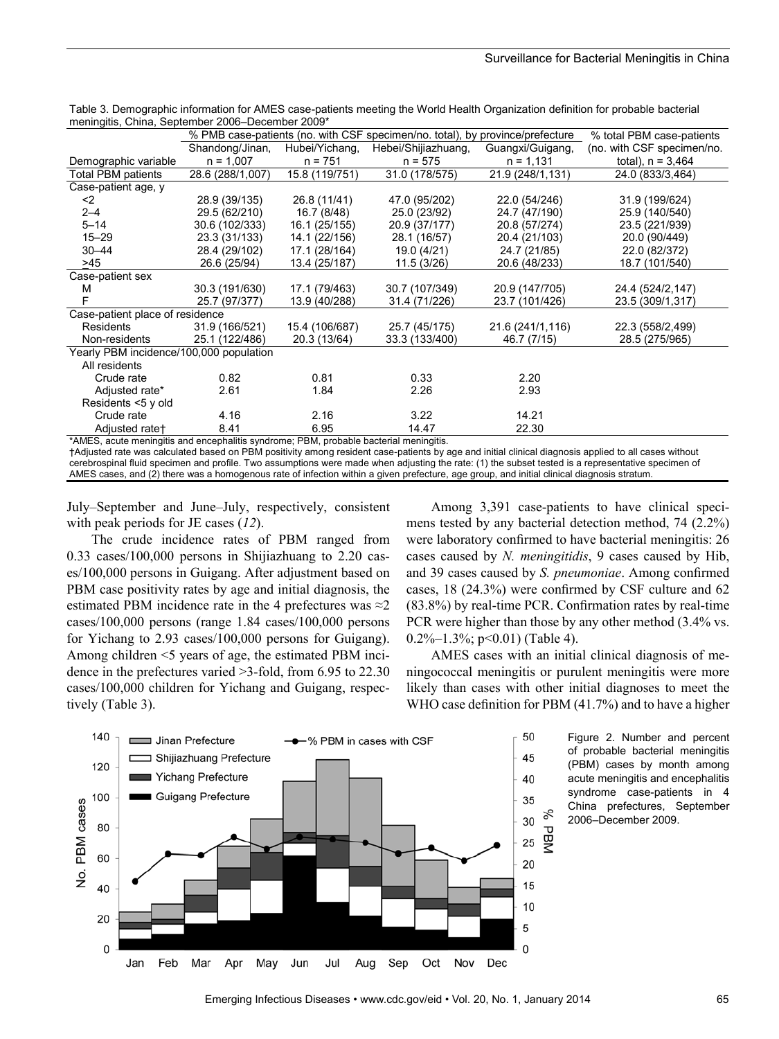Table 3. Demographic information for AMES case-patients meeting the World Health Organization definition for probable bacterial meningitis, China, September 2006–December 2009*

| Demographic variable | % PMB case-patients (no. with CSF specimen/no. total), by province/prefecture | | | | % total PBM case-patients (no. with CSF specimen/no. total), n = 3,464 |
|---|---|---|---|---|---|
| | Shandong/Jinan, n = 1,007 | Hubei/Yichang, n = 751 | Hebei/Shijiazhuang, n = 575 | Guangxi/Guigang, n = 1,131 | |
| Total PBM patients | 28.6 (288/1,007) | 15.8 (119/751) | 31.0 (178/575) | 21.9 (248/1,131) | 24.0 (833/3,464) |
| Case-patient age, y | | | | | |
| <2 | 28.9 (39/135) | 26.8 (11/41) | 47.0 (95/202) | 22.0 (54/246) | 31.9 (199/624) |
| 2–4 | 29.5 (62/210) | 16.7 (8/48) | 25.0 (23/92) | 24.7 (47/190) | 25.9 (140/540) |
| 5–14 | 30.6 (102/333) | 16.1 (25/155) | 20.9 (37/177) | 20.8 (57/274) | 23.5 (221/939) |
| 15–29 | 23.3 (31/133) | 14.1 (22/156) | 28.1 (16/57) | 20.4 (21/103) | 20.0 (90/449) |
| 30–44 | 28.4 (29/102) | 17.1 (28/164) | 19.0 (4/21) | 24.7 (21/85) | 22.0 (82/372) |
| ≥45 | 26.6 (25/94) | 13.4 (25/187) | 11.5 (3/26) | 20.6 (48/233) | 18.7 (101/540) |
| Case-patient sex | | | | | |
| M | 30.3 (191/630) | 17.1 (79/463) | 30.7 (107/349) | 20.9 (147/705) | 24.4 (524/2,147) |
| F | 25.7 (97/377) | 13.9 (40/288) | 31.4 (71/226) | 23.7 (101/426) | 23.5 (309/1,317) |
| Case-patient place of residence | | | | | |
| Residents | 31.9 (166/521) | 15.4 (106/687) | 25.7 (45/175) | 21.6 (241/1,116) | 22.3 (558/2,499) |
| Non-residents | 25.1 (122/486) | 20.3 (13/64) | 33.3 (133/400) | 46.7 (7/15) | 28.5 (275/965) |
| Yearly PBM incidence/100,000 population | | | | | |
| All residents | | | | | |
| Crude rate | 0.82 | 0.81 | 0.33 | 2.20 | |
| Adjusted rate* | 2.61 | 1.84 | 2.26 | 2.93 | |
| Residents <5 y old | | | | | |
| Crude rate | 4.16 | 2.16 | 3.22 | 14.21 | |
| Adjusted rate† | 8.41 | 6.95 | 14.47 | 22.30 | |

*AMES, acute meningitis and encephalitis syndrome; PBM, probable bacterial meningitis.
†Adjusted rate was calculated based on PBM positivity among resident case-patients by age and initial clinical diagnosis applied to all cases without cerebrospinal fluid specimen and profile. Two assumptions were made when adjusting the rate: (1) the subset tested is a representative specimen of AMES cases, and (2) there was a homogenous rate of infection within a given prefecture, age group, and initial clinical diagnosis stratum.

July–September and June–July, respectively, consistent with peak periods for JE cases (*12*).

The crude incidence rates of PBM ranged from 0.33 cases/100,000 persons in Shijiazhuang to 2.20 cases/100,000 persons in Guigang. After adjustment based on PBM case positivity rates by age and initial diagnosis, the estimated PBM incidence rate in the 4 prefectures was ≈2 cases/100,000 persons (range 1.84 cases/100,000 persons for Yichang to 2.93 cases/100,000 persons for Guigang). Among children <5 years of age, the estimated PBM incidence in the prefectures varied >3-fold, from 6.95 to 22.30 cases/100,000 children for Yichang and Guigang, respectively (Table 3).

Among 3,391 case-patients to have clinical specimens tested by any bacterial detection method, 74 (2.2%) were laboratory confirmed to have bacterial meningitis: 26 cases caused by *N. meningitidis*, 9 cases caused by Hib, and 39 cases caused by *S. pneumoniae*. Among confirmed cases, 18 (24.3%) were confirmed by CSF culture and 62 (83.8%) by real-time PCR. Confirmation rates by real-time PCR were higher than those by any other method (3.4% vs. 0.2%–1.3%; $p<0.01$) (Table 4).

AMES cases with an initial clinical diagnosis of meningococcal meningitis or purulent meningitis were more likely than cases with other initial diagnoses to meet the WHO case definition for PBM (41.7%) and to have a higher

Figure 2. Number and percent of probable bacterial meningitis (PBM) cases by month among acute meningitis and encephalitis syndrome case-patients in 4 China prefectures, September 2006–December 2009.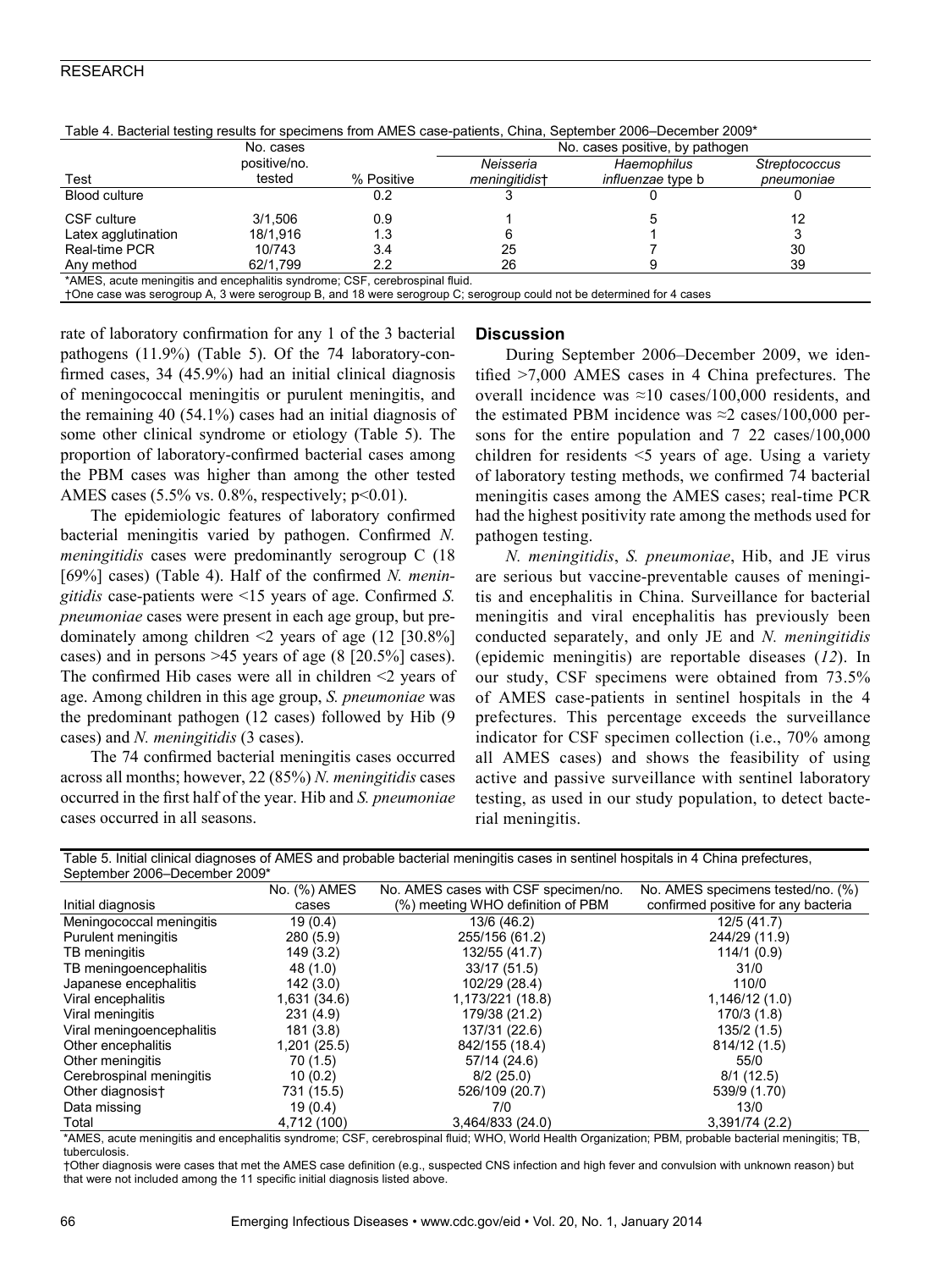Table 4. Bacterial testing results for specimens from AMES case-patients, China, September 2006–December 2009*

| Test | No. cases positive/no. tested | % Positive | No. cases positive, by pathogen | | |
|---|---|---|---|---|---|
| | | | *Neisseria meningitidis*† | *Haemophilus influenzae* type b | *Streptococcus pneumoniae* |
| Blood culture | | 0.2 | 3 | 0 | 0 |
| CSF culture | 3/1,506 | 0.9 | 1 | 5 | 12 |
| Latex agglutination | 18/1,916 | 1.3 | 6 | 1 | 3 |
| Real-time PCR | 10/743 | 3.4 | 25 | 7 | 30 |
| Any method | 62/1,799 | 2.2 | 26 | 9 | 39 |

*AMES, acute meningitis and encephalitis syndrome; CSF, cerebrospinal fluid.
†One case was serogroup A, 3 were serogroup B, and 18 were serogroup C; serogroup could not be determined for 4 cases

rate of laboratory confirmation for any 1 of the 3 bacterial pathogens (11.9%) (Table 5). Of the 74 laboratory-confirmed cases, 34 (45.9%) had an initial clinical diagnosis of meningococcal meningitis or purulent meningitis, and the remaining 40 (54.1%) cases had an initial diagnosis of some other clinical syndrome or etiology (Table 5). The proportion of laboratory-confirmed bacterial cases among the PBM cases was higher than among the other tested AMES cases (5.5% vs. 0.8%, respectively; $p<0.01$).

The epidemiologic features of laboratory confirmed bacterial meningitis varied by pathogen. Confirmed *N. meningitidis* cases were predominantly serogroup C (18 [69%] cases) (Table 4). Half of the confirmed *N. meningitidis* case-patients were <15 years of age. Confirmed *S. pneumoniae* cases were present in each age group, but predominately among children <2 years of age (12 [30.8%] cases) and in persons >45 years of age (8 [20.5%] cases). The confirmed Hib cases were all in children <2 years of age. Among children in this age group, *S. pneumoniae* was the predominant pathogen (12 cases) followed by Hib (9 cases) and *N. meningitidis* (3 cases).

The 74 confirmed bacterial meningitis cases occurred across all months; however, 22 (85%) *N. meningitidis* cases occurred in the first half of the year. Hib and *S. pneumoniae* cases occurred in all seasons.

## Discussion

During September 2006–December 2009, we identified >7,000 AMES cases in 4 China prefectures. The overall incidence was ≈10 cases/100,000 residents, and the estimated PBM incidence was ≈2 cases/100,000 persons for the entire population and 7 22 cases/100,000 children for residents <5 years of age. Using a variety of laboratory testing methods, we confirmed 74 bacterial meningitis cases among the AMES cases; real-time PCR had the highest positivity rate among the methods used for pathogen testing.

*N. meningitidis*, *S. pneumoniae*, Hib, and JE virus are serious but vaccine-preventable causes of meningitis and encephalitis in China. Surveillance for bacterial meningitis and viral encephalitis has previously been conducted separately, and only JE and *N. meningitidis* (epidemic meningitis) are reportable diseases (*12*). In our study, CSF specimens were obtained from 73.5% of AMES case-patients in sentinel hospitals in the 4 prefectures. This percentage exceeds the surveillance indicator for CSF specimen collection (i.e., 70% among all AMES cases) and shows the feasibility of using active and passive surveillance with sentinel laboratory testing, as used in our study population, to detect bacterial meningitis.

Table 5. Initial clinical diagnoses of AMES and probable bacterial meningitis cases in sentinel hospitals in 4 China prefectures, September 2006–December 2009*

| Initial diagnosis | No. (%) AMES cases | No. AMES cases with CSF specimen/no. (%) meeting WHO definition of PBM | No. AMES specimens tested/no. (%) confirmed positive for any bacteria |
|---|---|---|---|
| Meningococcal meningitis | 19 (0.4) | 13/6 (46.2) | 12/5 (41.7) |
| Purulent meningitis | 280 (5.9) | 255/156 (61.2) | 244/29 (11.9) |
| TB meningitis | 149 (3.2) | 132/55 (41.7) | 114/1 (0.9) |
| TB meningoencephalitis | 48 (1.0) | 33/17 (51.5) | 31/0 |
| Japanese encephalitis | 142 (3.0) | 102/29 (28.4) | 110/0 |
| Viral encephalitis | 1,631 (34.6) | 1,173/221 (18.8) | 1,146/12 (1.0) |
| Viral meningitis | 231 (4.9) | 179/38 (21.2) | 170/3 (1.8) |
| Viral meningoencephalitis | 181 (3.8) | 137/31 (22.6) | 135/2 (1.5) |
| Other encephalitis | 1,201 (25.5) | 842/155 (18.4) | 814/12 (1.5) |
| Other meningitis | 70 (1.5) | 57/14 (24.6) | 55/0 |
| Cerebrospinal meningitis | 10 (0.2) | 8/2 (25.0) | 8/1 (12.5) |
| Other diagnosis† | 731 (15.5) | 526/109 (20.7) | 539/9 (1.70) |
| Data missing | 19 (0.4) | 7/0 | 13/0 |
| Total | 4,712 (100) | 3,464/833 (24.0) | 3,391/74 (2.2) |

*AMES, acute meningitis and encephalitis syndrome; CSF, cerebrospinal fluid; WHO, World Health Organization; PBM, probable bacterial meningitis; TB, tuberculosis.
†Other diagnosis were cases that met the AMES case definition (e.g., suspected CNS infection and high fever and convulsion with unknown reason) but that were not included among the 11 specific initial diagnosis listed above.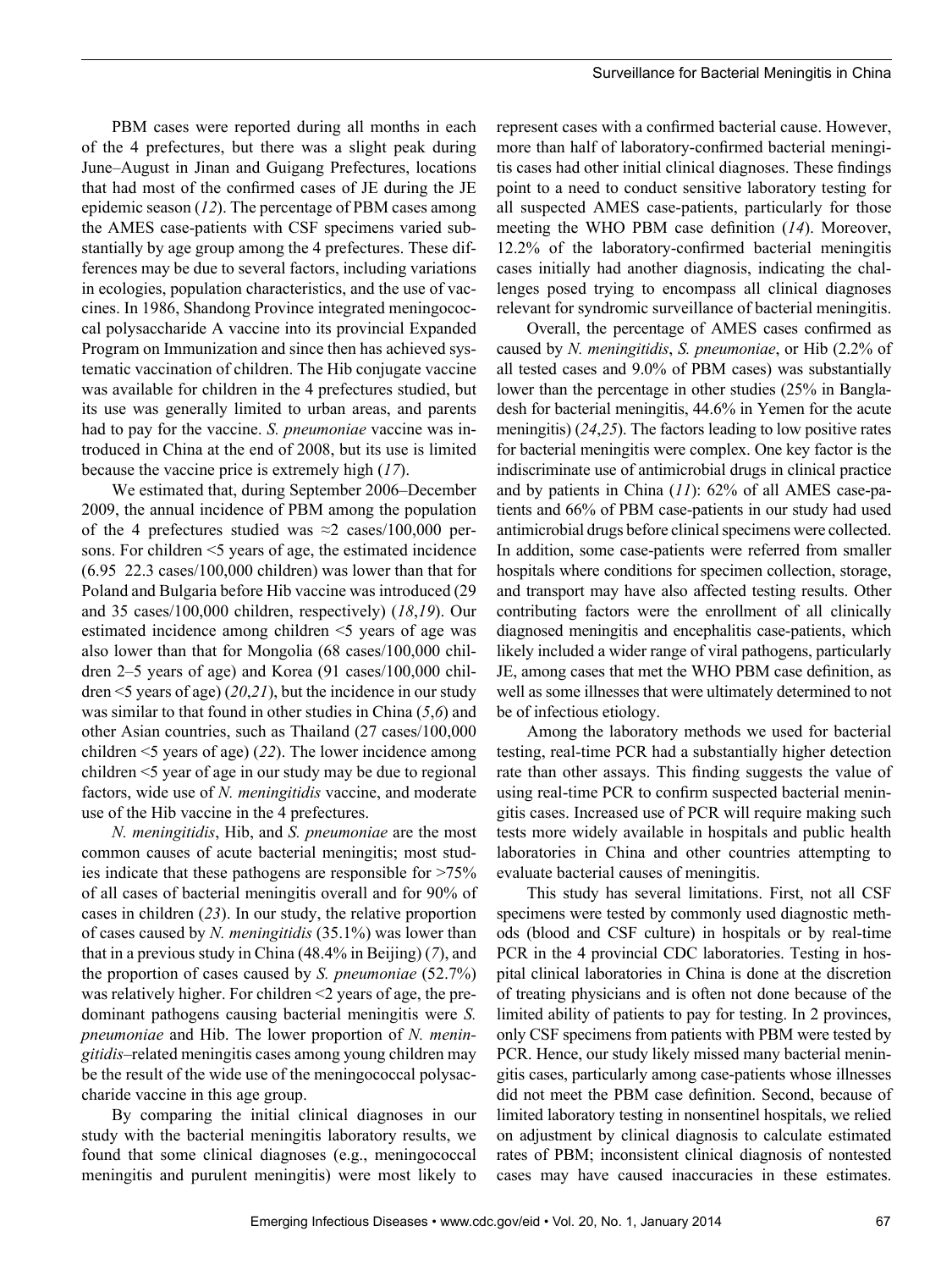PBM cases were reported during all months in each of the 4 prefectures, but there was a slight peak during June–August in Jinan and Guigang Prefectures, locations that had most of the confirmed cases of JE during the JE epidemic season (*12*). The percentage of PBM cases among the AMES case-patients with CSF specimens varied substantially by age group among the 4 prefectures. These differences may be due to several factors, including variations in ecologies, population characteristics, and the use of vaccines. In 1986, Shandong Province integrated meningococcal polysaccharide A vaccine into its provincial Expanded Program on Immunization and since then has achieved systematic vaccination of children. The Hib conjugate vaccine was available for children in the 4 prefectures studied, but its use was generally limited to urban areas, and parents had to pay for the vaccine. *S. pneumoniae* vaccine was introduced in China at the end of 2008, but its use is limited because the vaccine price is extremely high (*17*).

We estimated that, during September 2006–December 2009, the annual incidence of PBM among the population of the 4 prefectures studied was ≈2 cases/100,000 persons. For children <5 years of age, the estimated incidence (6.95 22.3 cases/100,000 children) was lower than that for Poland and Bulgaria before Hib vaccine was introduced (29 and 35 cases/100,000 children, respectively) (*18*,*19*). Our estimated incidence among children <5 years of age was also lower than that for Mongolia (68 cases/100,000 children 2–5 years of age) and Korea (91 cases/100,000 children <5 years of age) (*20*,*21*), but the incidence in our study was similar to that found in other studies in China (*5*,*6*) and other Asian countries, such as Thailand (27 cases/100,000 children <5 years of age) (*22*). The lower incidence among children <5 year of age in our study may be due to regional factors, wide use of *N. meningitidis* vaccine, and moderate use of the Hib vaccine in the 4 prefectures.

*N. meningitidis*, Hib, and *S. pneumoniae* are the most common causes of acute bacterial meningitis; most studies indicate that these pathogens are responsible for >75% of all cases of bacterial meningitis overall and for 90% of cases in children (*23*). In our study, the relative proportion of cases caused by *N. meningitidis* (35.1%) was lower than that in a previous study in China (48.4% in Beijing) (*7*), and the proportion of cases caused by *S. pneumoniae* (52.7%) was relatively higher. For children <2 years of age, the predominant pathogens causing bacterial meningitis were *S. pneumoniae* and Hib. The lower proportion of *N. meningitidis*–related meningitis cases among young children may be the result of the wide use of the meningococcal polysaccharide vaccine in this age group.

By comparing the initial clinical diagnoses in our study with the bacterial meningitis laboratory results, we found that some clinical diagnoses (e.g., meningococcal meningitis and purulent meningitis) were most likely to represent cases with a confirmed bacterial cause. However, more than half of laboratory-confirmed bacterial meningitis cases had other initial clinical diagnoses. These findings point to a need to conduct sensitive laboratory testing for all suspected AMES case-patients, particularly for those meeting the WHO PBM case definition (*14*). Moreover, 12.2% of the laboratory-confirmed bacterial meningitis cases initially had another diagnosis, indicating the challenges posed trying to encompass all clinical diagnoses relevant for syndromic surveillance of bacterial meningitis.

Overall, the percentage of AMES cases confirmed as caused by *N. meningitidis*, *S. pneumoniae*, or Hib (2.2% of all tested cases and 9.0% of PBM cases) was substantially lower than the percentage in other studies (25% in Bangladesh for bacterial meningitis, 44.6% in Yemen for the acute meningitis) (*24*,*25*). The factors leading to low positive rates for bacterial meningitis were complex. One key factor is the indiscriminate use of antimicrobial drugs in clinical practice and by patients in China (*11*): 62% of all AMES case-patients and 66% of PBM case-patients in our study had used antimicrobial drugs before clinical specimens were collected. In addition, some case-patients were referred from smaller hospitals where conditions for specimen collection, storage, and transport may have also affected testing results. Other contributing factors were the enrollment of all clinically diagnosed meningitis and encephalitis case-patients, which likely included a wider range of viral pathogens, particularly JE, among cases that met the WHO PBM case definition, as well as some illnesses that were ultimately determined to not be of infectious etiology.

Among the laboratory methods we used for bacterial testing, real-time PCR had a substantially higher detection rate than other assays. This finding suggests the value of using real-time PCR to confirm suspected bacterial meningitis cases. Increased use of PCR will require making such tests more widely available in hospitals and public health laboratories in China and other countries attempting to evaluate bacterial causes of meningitis.

This study has several limitations. First, not all CSF specimens were tested by commonly used diagnostic methods (blood and CSF culture) in hospitals or by real-time PCR in the 4 provincial CDC laboratories. Testing in hospital clinical laboratories in China is done at the discretion of treating physicians and is often not done because of the limited ability of patients to pay for testing. In 2 provinces, only CSF specimens from patients with PBM were tested by PCR. Hence, our study likely missed many bacterial meningitis cases, particularly among case-patients whose illnesses did not meet the PBM case definition. Second, because of limited laboratory testing in nonsentinel hospitals, we relied on adjustment by clinical diagnosis to calculate estimated rates of PBM; inconsistent clinical diagnosis of nontested cases may have caused inaccuracies in these estimates.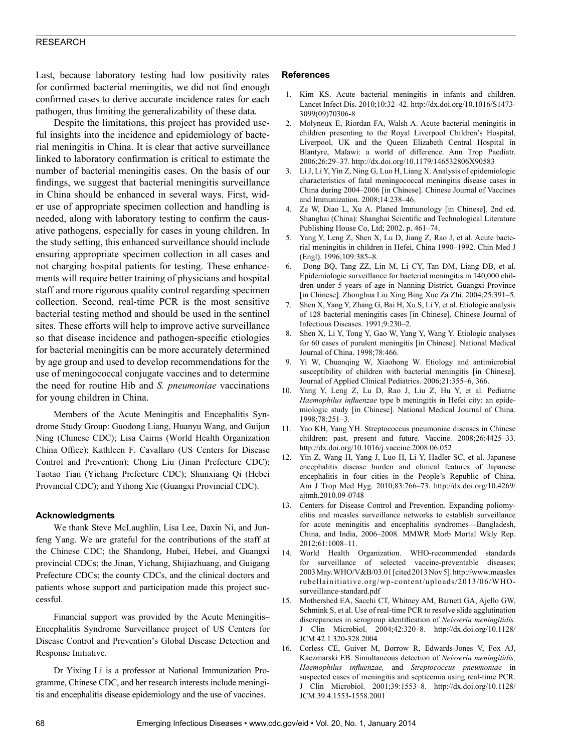Last, because laboratory testing had low positivity rates for confirmed bacterial meningitis, we did not find enough confirmed cases to derive accurate incidence rates for each pathogen, thus limiting the generalizability of these data.

Despite the limitations, this project has provided useful insights into the incidence and epidemiology of bacterial meningitis in China. It is clear that active surveillance linked to laboratory confirmation is critical to estimate the number of bacterial meningitis cases. On the basis of our findings, we suggest that bacterial meningitis surveillance in China should be enhanced in several ways. First, wider use of appropriate specimen collection and handling is needed, along with laboratory testing to confirm the causative pathogens, especially for cases in young children. In the study setting, this enhanced surveillance should include ensuring appropriate specimen collection in all cases and not charging hospital patients for testing. These enhancements will require better training of physicians and hospital staff and more rigorous quality control regarding specimen collection. Second, real-time PCR is the most sensitive bacterial testing method and should be used in the sentinel sites. These efforts will help to improve active surveillance so that disease incidence and pathogen-specific etiologies for bacterial meningitis can be more accurately determined by age group and used to develop recommendations for the use of meningococcal conjugate vaccines and to determine the need for routine Hib and *S. pneumoniae* vaccinations for young children in China.

Members of the Acute Meningitis and Encephalitis Syndrome Study Group: Guodong Liang, Huanyu Wang, and Guijun Ning (Chinese CDC); Lisa Cairns (World Health Organization China Office); Kathleen F. Cavallaro (US Centers for Disease Control and Prevention); Chong Liu (Jinan Prefecture CDC); Taotao Tian (Yichang Prefecture CDC); Shunxiang Qi (Hebei Provincial CDC); and Yihong Xie (Guangxi Provincial CDC).

### Acknowledgments

We thank Steve McLaughlin, Lisa Lee, Daxin Ni, and Junfeng Yang. We are grateful for the contributions of the staff at the Chinese CDC; the Shandong, Hubei, Hebei, and Guangxi provincial CDCs; the Jinan, Yichang, Shijiazhuang, and Guigang Prefecture CDCs; the county CDCs, and the clinical doctors and patients whose support and participation made this project successful.

Financial support was provided by the Acute Meningitis–Encephalitis Syndrome Surveillance project of US Centers for Disease Control and Prevention's Global Disease Detection and Response Initiative.

Dr Yixing Li is a professor at National Immunization Programme, Chinese CDC, and her research interests include meningitis and encephalitis disease epidemiology and the use of vaccines.

### References

1. Kim KS. Acute bacterial meningitis in infants and children. Lancet Infect Dis. 2010;10:32–42. http://dx.doi.org/10.1016/S1473-3099(09)70306-8
2. Molyneux E, Riordan FA, Walsh A. Acute bacterial meningitis in children presenting to the Royal Liverpool Children's Hospital, Liverpool, UK and the Queen Elizabeth Central Hospital in Blantyre, Malawi: a world of difference. Ann Trop Paediatr. 2006;26:29–37. http://dx.doi.org/10.1179/146532806X90583
3. Li J, Li Y, Yin Z, Ning G, Luo H, Liang X. Analysis of epidemiologic characteristics of fatal meningococcal meningitis disease cases in China during 2004–2006 [in Chinese]. Chinese Journal of Vaccines and Immunization. 2008;14:238–46.
4. Ze W, Diao L, Xu A. Planed Immunology [in Chinese]. 2nd ed. Shanghai (China): Shanghai Scientific and Technological Literature Publishing House Co, Ltd; 2002. p. 461–74.
5. Yang Y, Leng Z, Shen X, Lu D, Jiang Z, Rao J, et al. Acute bacterial meningitis in children in Hefei, China 1990–1992. Chin Med J (Engl). 1996;109:385–8.
6. Dong BQ, Tang ZZ, Lin M, Li CY, Tan DM, Liang DB, et al. Epidemiologic surveillance for bacterial meningitis in 140,000 children under 5 years of age in Nanning District, Guangxi Province [in Chinese]. Zhonghua Liu Xing Bing Xue Za Zhi. 2004;25:391–5.
7. Shen X, Yang Y, Zhang G, Bai H, Xu S, Li Y, et al. Etiologic analysis of 128 bacterial meningitis cases [in Chinese]. Chinese Journal of Infectious Diseases. 1991;9:230–2.
8. Shen X, Li Y, Tong Y, Gao W, Yang Y, Wang Y. Etiologic analyses for 60 cases of purulent meningitis [in Chinese]. National Medical Journal of China. 1998;78:466.
9. Yi W, Chuanqing W, Xiaohong W. Etiology and antimicrobial susceptibility of children with bacterial meningitis [in Chinese]. Journal of Applied Clinical Pediatrics. 2006;21:355–6, 366.
10. Yang Y, Leng Z, Lu D, Rao J, Liu Z, Hu Y, et al. Pediatric *Haemophilus influenzae* type b meningitis in Hefei city: an epidemiologic study [in Chinese]. National Medical Journal of China. 1998;78:251–3.
11. Yao KH, Yang YH. Streptococcus pneumoniae diseases in Chinese children: past, present and future. Vaccine. 2008;26:4425–33. http://dx.doi.org/10.1016/j.vaccine.2008.06.052
12. Yin Z, Wang H, Yang J, Luo H, Li Y, Hadler SC, et al. Japanese encephalitis disease burden and clinical features of Japanese encephalitis in four cities in the People's Republic of China. Am J Trop Med Hyg. 2010;83:766–73. http://dx.doi.org/10.4269/ajtmh.2010.09-0748
13. Centers for Disease Control and Prevention. Expanding poliomyelitis and measles surveillance networks to establish surveillance for acute meningitis and encephalitis syndromes—Bangladesh, China, and India, 2006–2008. MMWR Morb Mortal Wkly Rep. 2012;61:1008–11.
14. World Health Organization. WHO-recommended standards for surveillance of selected vaccine-preventable diseases; 2003 May. WHO/V&B/03.01 [cited 2013 Nov 5]. http://www.measlesrubellainitiative.org/wp-content/uploads/2013/06/WHO-surveillance-standard.pdf
15. Mothershed EA, Sacchi CT, Whitney AM, Barnett GA, Ajello GW, Schmink S, et al. Use of real-time PCR to resolve slide agglutination discrepancies in serogroup identification of *Neisseria meningitidis.* J Clin Microbiol. 2004;42:320–8. http://dx.doi.org/10.1128/JCM.42.1.320-328.2004
16. Corless CE, Guiver M, Borrow R, Edwards-Jones V, Fox AJ, Kaczmarski EB. Simultaneous detection of *Neisseria meningitidis, Haemophilus influenzae,* and *Streptococcus pneumoniae* in suspected cases of meningitis and septicemia using real-time PCR. J Clin Microbiol. 2001;39:1553–8. http://dx.doi.org/10.1128/JCM.39.4.1553-1558.2001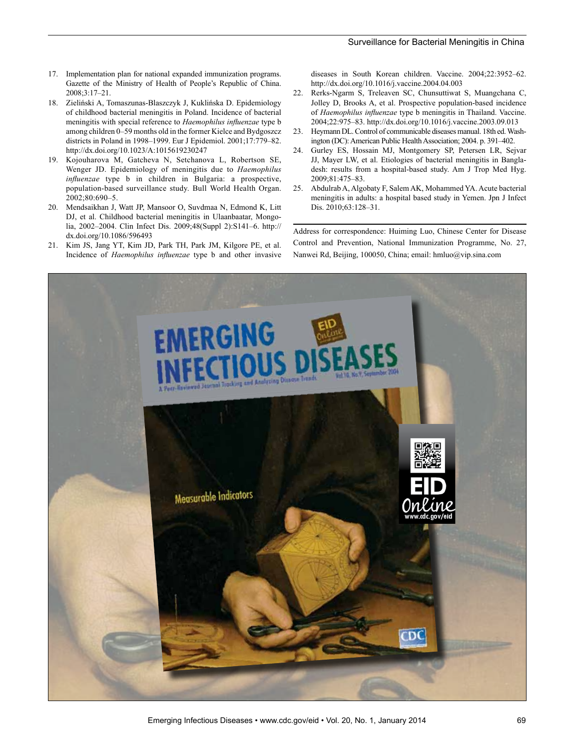17. Implementation plan for national expanded immunization programs. Gazette of the Ministry of Health of People's Republic of China. 2008;3:17–21.
18. Zieliński A, Tomaszunas-Blaszczyk J, Kuklińska D. Epidemiology of childhood bacterial meningitis in Poland. Incidence of bacterial meningitis with special reference to *Haemophilus influenzae* type b among children 0–59 months old in the former Kielce and Bydgoszcz districts in Poland in 1998–1999. Eur J Epidemiol. 2001;17:779–82. http://dx.doi.org/10.1023/A:1015619230247
19. Kojouharova M, Gatcheva N, Setchanova L, Robertson SE, Wenger JD. Epidemiology of meningitis due to *Haemophilus influenzae* type b in children in Bulgaria: a prospective, population-based surveillance study. Bull World Health Organ. 2002;80:690–5.
20. Mendsaikhan J, Watt JP, Mansoor O, Suvdmaa N, Edmond K, Litt DJ, et al. Childhood bacterial meningitis in Ulaanbaatar, Mongolia, 2002–2004. Clin Infect Dis. 2009;48(Suppl 2):S141–6. http://dx.doi.org/10.1086/596493
21. Kim JS, Jang YT, Kim JD, Park TH, Park JM, Kilgore PE, et al. Incidence of *Haemophilus influenzae* type b and other invasive diseases in South Korean children. Vaccine. 2004;22:3952–62. http://dx.doi.org/10.1016/j.vaccine.2004.04.003
22. Rerks-Ngarm S, Treleaven SC, Chunsuttiwat S, Muangchana C, Jolley D, Brooks A, et al. Prospective population-based incidence of *Haemophilus influenzae* type b meningitis in Thailand. Vaccine. 2004;22:975–83. http://dx.doi.org/10.1016/j.vaccine.2003.09.013
23. Heymann DL. Control of communicable diseases manual. 18th ed. Washington (DC): American Public Health Association; 2004. p. 391–402.
24. Gurley ES, Hossain MJ, Montgomery SP, Petersen LR, Sejvar JJ, Mayer LW, et al. Etiologies of bacterial meningitis in Bangladesh: results from a hospital-based study. Am J Trop Med Hyg. 2009;81:475–83.
25. Abdulrab A, Algobaty F, Salem AK, Mohammed YA. Acute bacterial meningitis in adults: a hospital based study in Yemen. Jpn J Infect Dis. 2010;63:128–31.

Address for correspondence: Huiming Luo, Chinese Center for Disease Control and Prevention, National Immunization Programme, No. 27, Nanwei Rd, Beijing, 100050, China; email: hmluo@vip.sina.com